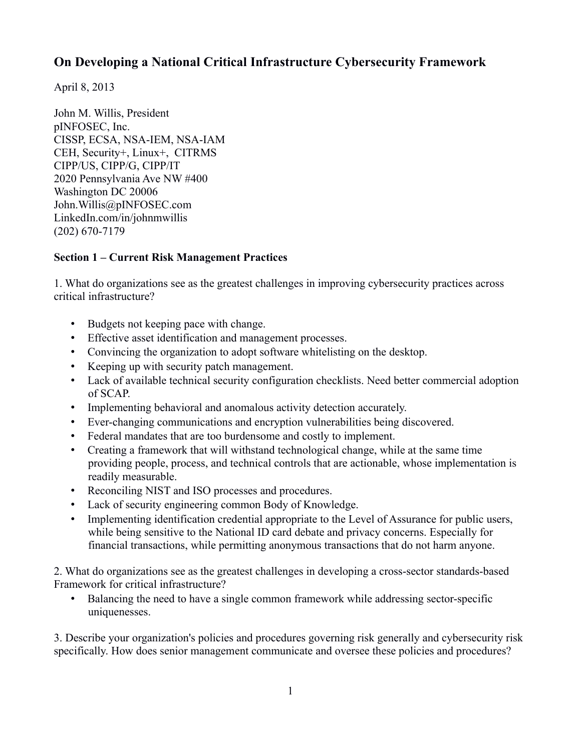# On Developing a National Critical Infrastructure Cybersecurity Framework

April 8, 2013

John M. Willis, President
pINFOSEC, Inc.
CISSP, ECSA, NSA-IEM, NSA-IAM
CEH, Security+, Linux+, CITRMS
CIPP/US, CIPP/G, CIPP/IT
2020 Pennsylvania Ave NW #400
Washington DC 20006
John.Willis@pINFOSEC.com
LinkedIn.com/in/johnmwillis
(202) 670-7179

**Section 1 – Current Risk Management Practices**

1. What do organizations see as the greatest challenges in improving cybersecurity practices across critical infrastructure?

- Budgets not keeping pace with change.
- Effective asset identification and management processes.
- Convincing the organization to adopt software whitelisting on the desktop.
- Keeping up with security patch management.
- Lack of available technical security configuration checklists. Need better commercial adoption of SCAP.
- Implementing behavioral and anomalous activity detection accurately.
- Ever-changing communications and encryption vulnerabilities being discovered.
- Federal mandates that are too burdensome and costly to implement.
- Creating a framework that will withstand technological change, while at the same time providing people, process, and technical controls that are actionable, whose implementation is readily measurable.
- Reconciling NIST and ISO processes and procedures.
- Lack of security engineering common Body of Knowledge.
- Implementing identification credential appropriate to the Level of Assurance for public users, while being sensitive to the National ID card debate and privacy concerns. Especially for financial transactions, while permitting anonymous transactions that do not harm anyone.

2. What do organizations see as the greatest challenges in developing a cross-sector standards-based Framework for critical infrastructure?

- Balancing the need to have a single common framework while addressing sector-specific uniquenesses.

3. Describe your organization's policies and procedures governing risk generally and cybersecurity risk specifically. How does senior management communicate and oversee these policies and procedures?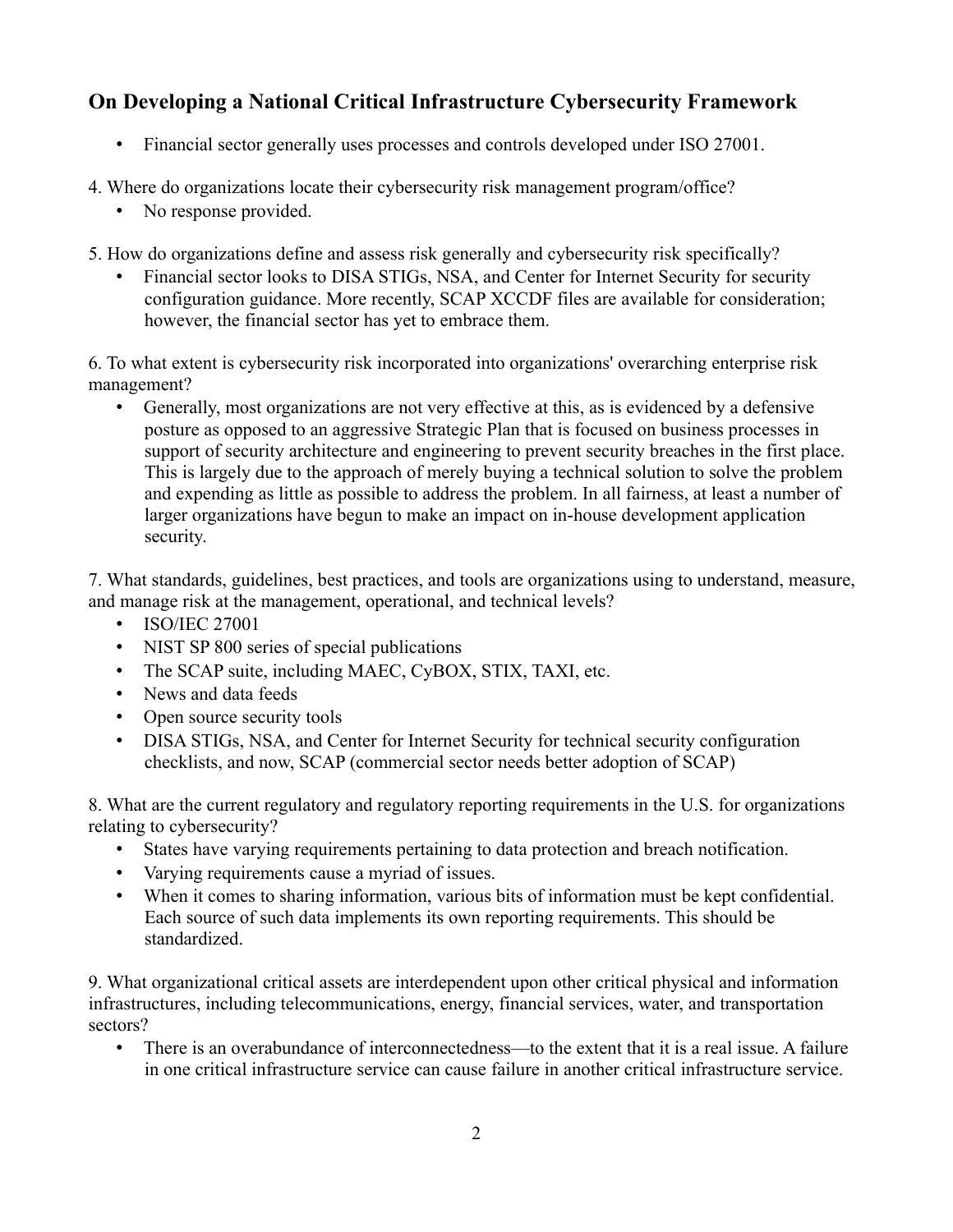## On Developing a National Critical Infrastructure Cybersecurity Framework

- Financial sector generally uses processes and controls developed under ISO 27001.

4. Where do organizations locate their cybersecurity risk management program/office?
   - No response provided.

5. How do organizations define and assess risk generally and cybersecurity risk specifically?
   - Financial sector looks to DISA STIGs, NSA, and Center for Internet Security for security configuration guidance. More recently, SCAP XCCDF files are available for consideration; however, the financial sector has yet to embrace them.

6. To what extent is cybersecurity risk incorporated into organizations' overarching enterprise risk management?
   - Generally, most organizations are not very effective at this, as is evidenced by a defensive posture as opposed to an aggressive Strategic Plan that is focused on business processes in support of security architecture and engineering to prevent security breaches in the first place. This is largely due to the approach of merely buying a technical solution to solve the problem and expending as little as possible to address the problem. In all fairness, at least a number of larger organizations have begun to make an impact on in-house development application security.

7. What standards, guidelines, best practices, and tools are organizations using to understand, measure, and manage risk at the management, operational, and technical levels?
   - ISO/IEC 27001
   - NIST SP 800 series of special publications
   - The SCAP suite, including MAEC, CyBOX, STIX, TAXI, etc.
   - News and data feeds
   - Open source security tools
   - DISA STIGs, NSA, and Center for Internet Security for technical security configuration checklists, and now, SCAP (commercial sector needs better adoption of SCAP)

8. What are the current regulatory and regulatory reporting requirements in the U.S. for organizations relating to cybersecurity?
   - States have varying requirements pertaining to data protection and breach notification.
   - Varying requirements cause a myriad of issues.
   - When it comes to sharing information, various bits of information must be kept confidential. Each source of such data implements its own reporting requirements. This should be standardized.

9. What organizational critical assets are interdependent upon other critical physical and information infrastructures, including telecommunications, energy, financial services, water, and transportation sectors?
   - There is an overabundance of interconnectedness—to the extent that it is a real issue. A failure in one critical infrastructure service can cause failure in another critical infrastructure service.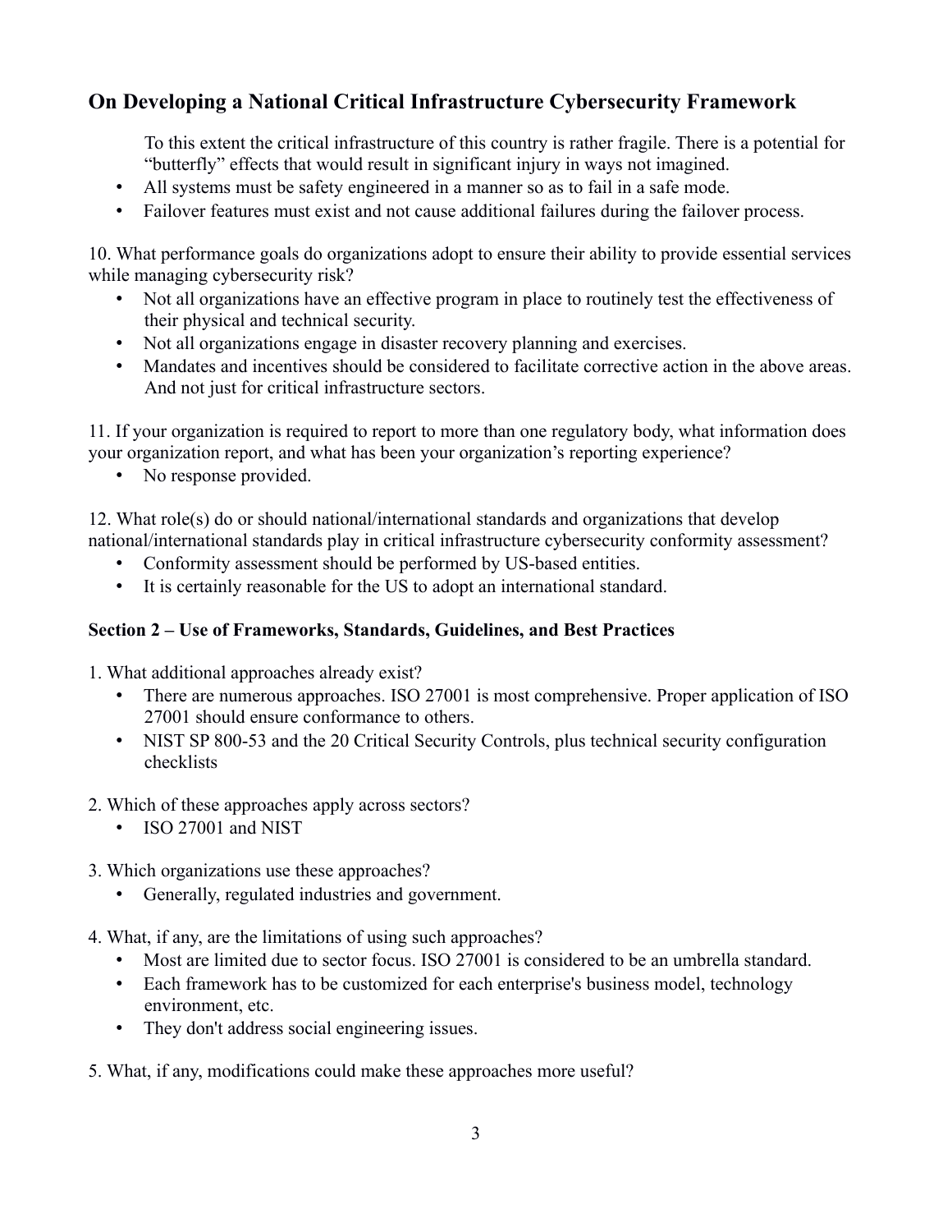To this extent the critical infrastructure of this country is rather fragile. There is a potential for "butterfly" effects that would result in significant injury in ways not imagined.

- All systems must be safety engineered in a manner so as to fail in a safe mode.
- Failover features must exist and not cause additional failures during the failover process.

10. What performance goals do organizations adopt to ensure their ability to provide essential services while managing cybersecurity risk?

- Not all organizations have an effective program in place to routinely test the effectiveness of their physical and technical security.
- Not all organizations engage in disaster recovery planning and exercises.
- Mandates and incentives should be considered to facilitate corrective action in the above areas. And not just for critical infrastructure sectors.

11. If your organization is required to report to more than one regulatory body, what information does your organization report, and what has been your organization's reporting experience?

- No response provided.

12. What role(s) do or should national/international standards and organizations that develop national/international standards play in critical infrastructure cybersecurity conformity assessment?

- Conformity assessment should be performed by US-based entities.
- It is certainly reasonable for the US to adopt an international standard.

**Section 2 – Use of Frameworks, Standards, Guidelines, and Best Practices**

1. What additional approaches already exist?

- There are numerous approaches. ISO 27001 is most comprehensive. Proper application of ISO 27001 should ensure conformance to others.
- NIST SP 800-53 and the 20 Critical Security Controls, plus technical security configuration checklists

2. Which of these approaches apply across sectors?

- ISO 27001 and NIST

3. Which organizations use these approaches?

- Generally, regulated industries and government.

4. What, if any, are the limitations of using such approaches?

- Most are limited due to sector focus. ISO 27001 is considered to be an umbrella standard.
- Each framework has to be customized for each enterprise's business model, technology environment, etc.
- They don't address social engineering issues.

5. What, if any, modifications could make these approaches more useful?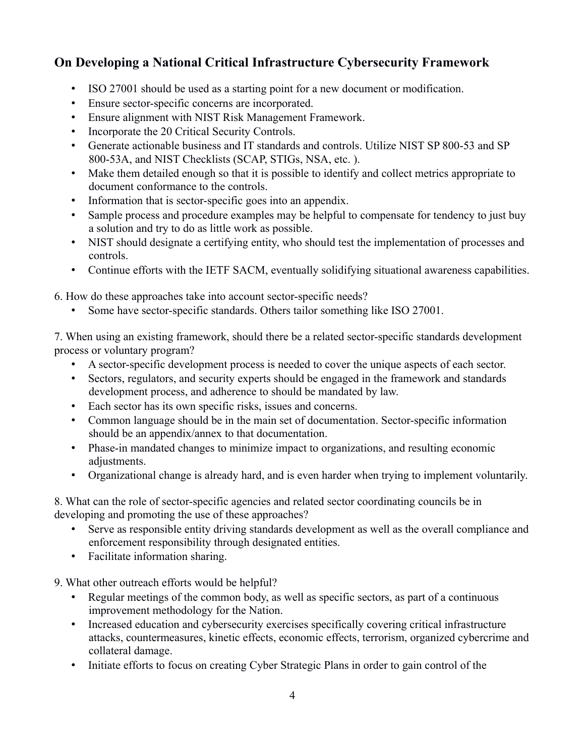## On Developing a National Critical Infrastructure Cybersecurity Framework

- ISO 27001 should be used as a starting point for a new document or modification.
- Ensure sector-specific concerns are incorporated.
- Ensure alignment with NIST Risk Management Framework.
- Incorporate the 20 Critical Security Controls.
- Generate actionable business and IT standards and controls. Utilize NIST SP 800-53 and SP 800-53A, and NIST Checklists (SCAP, STIGs, NSA, etc. ).
- Make them detailed enough so that it is possible to identify and collect metrics appropriate to document conformance to the controls.
- Information that is sector-specific goes into an appendix.
- Sample process and procedure examples may be helpful to compensate for tendency to just buy a solution and try to do as little work as possible.
- NIST should designate a certifying entity, who should test the implementation of processes and controls.
- Continue efforts with the IETF SACM, eventually solidifying situational awareness capabilities.

6. How do these approaches take into account sector-specific needs?
   - Some have sector-specific standards. Others tailor something like ISO 27001.

7. When using an existing framework, should there be a related sector-specific standards development process or voluntary program?
   - A sector-specific development process is needed to cover the unique aspects of each sector.
   - Sectors, regulators, and security experts should be engaged in the framework and standards development process, and adherence to should be mandated by law.
   - Each sector has its own specific risks, issues and concerns.
   - Common language should be in the main set of documentation. Sector-specific information should be an appendix/annex to that documentation.
   - Phase-in mandated changes to minimize impact to organizations, and resulting economic adjustments.
   - Organizational change is already hard, and is even harder when trying to implement voluntarily.

8. What can the role of sector-specific agencies and related sector coordinating councils be in developing and promoting the use of these approaches?
   - Serve as responsible entity driving standards development as well as the overall compliance and enforcement responsibility through designated entities.
   - Facilitate information sharing.

9. What other outreach efforts would be helpful?
   - Regular meetings of the common body, as well as specific sectors, as part of a continuous improvement methodology for the Nation.
   - Increased education and cybersecurity exercises specifically covering critical infrastructure attacks, countermeasures, kinetic effects, economic effects, terrorism, organized cybercrime and collateral damage.
   - Initiate efforts to focus on creating Cyber Strategic Plans in order to gain control of the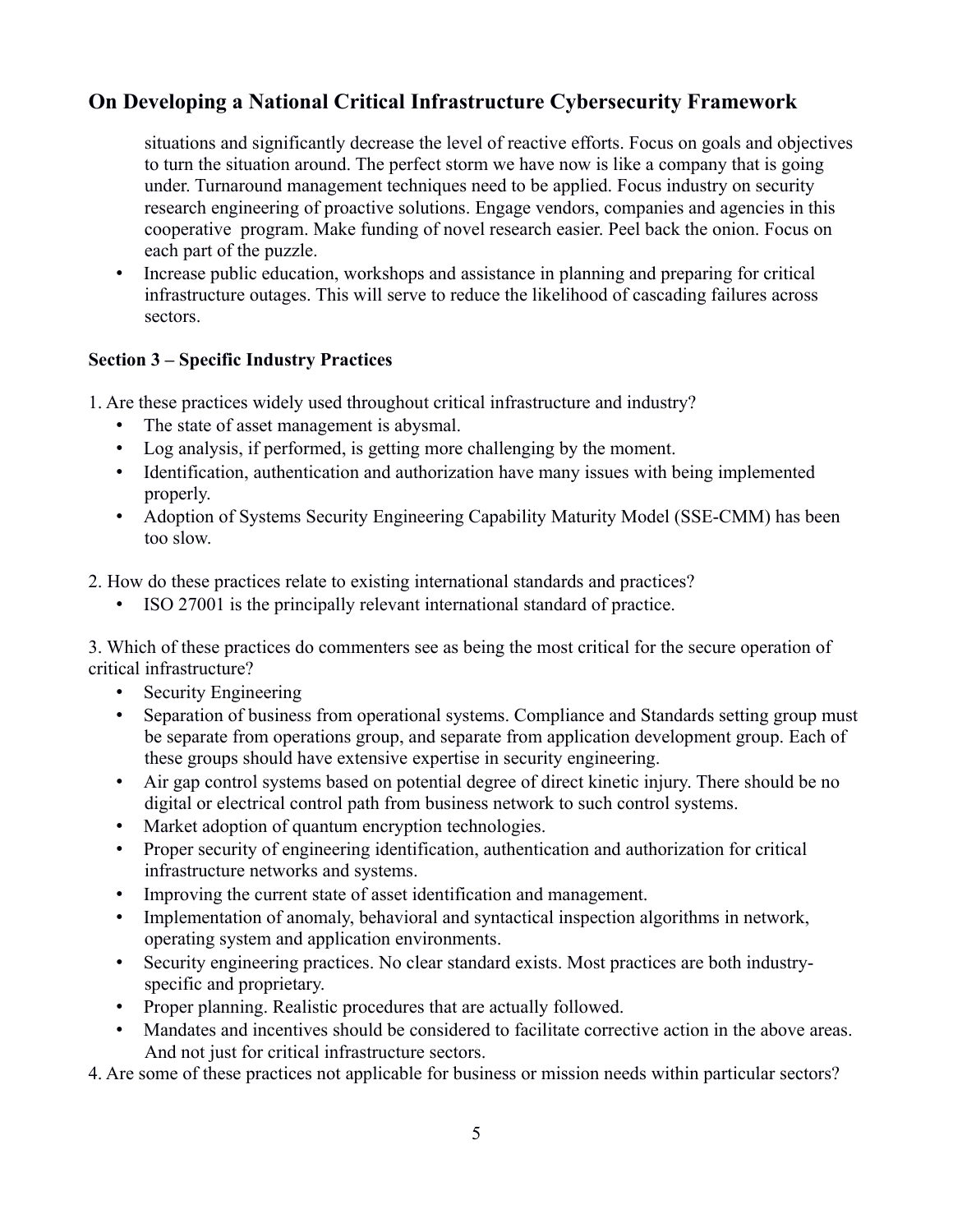situations and significantly decrease the level of reactive efforts. Focus on goals and objectives to turn the situation around. The perfect storm we have now is like a company that is going under. Turnaround management techniques need to be applied. Focus industry on security research engineering of proactive solutions. Engage vendors, companies and agencies in this cooperative program. Make funding of novel research easier. Peel back the onion. Focus on each part of the puzzle.

- Increase public education, workshops and assistance in planning and preparing for critical infrastructure outages. This will serve to reduce the likelihood of cascading failures across sectors.

**Section 3 – Specific Industry Practices**

1. Are these practices widely used throughout critical infrastructure and industry?
   - The state of asset management is abysmal.
   - Log analysis, if performed, is getting more challenging by the moment.
   - Identification, authentication and authorization have many issues with being implemented properly.
   - Adoption of Systems Security Engineering Capability Maturity Model (SSE-CMM) has been too slow.

2. How do these practices relate to existing international standards and practices?
   - ISO 27001 is the principally relevant international standard of practice.

3. Which of these practices do commenters see as being the most critical for the secure operation of critical infrastructure?
   - Security Engineering
   - Separation of business from operational systems. Compliance and Standards setting group must be separate from operations group, and separate from application development group. Each of these groups should have extensive expertise in security engineering.
   - Air gap control systems based on potential degree of direct kinetic injury. There should be no digital or electrical control path from business network to such control systems.
   - Market adoption of quantum encryption technologies.
   - Proper security of engineering identification, authentication and authorization for critical infrastructure networks and systems.
   - Improving the current state of asset identification and management.
   - Implementation of anomaly, behavioral and syntactical inspection algorithms in network, operating system and application environments.
   - Security engineering practices. No clear standard exists. Most practices are both industry-specific and proprietary.
   - Proper planning. Realistic procedures that are actually followed.
   - Mandates and incentives should be considered to facilitate corrective action in the above areas. And not just for critical infrastructure sectors.

4. Are some of these practices not applicable for business or mission needs within particular sectors?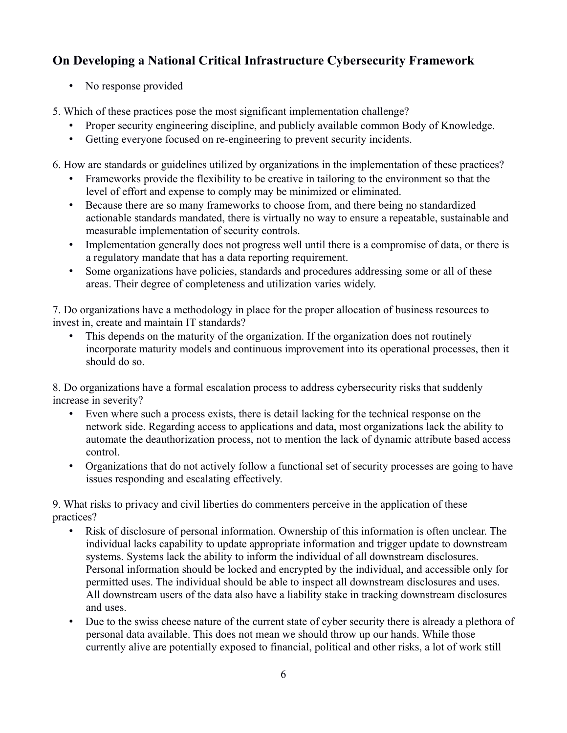## On Developing a National Critical Infrastructure Cybersecurity Framework

- No response provided

5. Which of these practices pose the most significant implementation challenge?
   - Proper security engineering discipline, and publicly available common Body of Knowledge.
   - Getting everyone focused on re-engineering to prevent security incidents.

6. How are standards or guidelines utilized by organizations in the implementation of these practices?
   - Frameworks provide the flexibility to be creative in tailoring to the environment so that the level of effort and expense to comply may be minimized or eliminated.
   - Because there are so many frameworks to choose from, and there being no standardized actionable standards mandated, there is virtually no way to ensure a repeatable, sustainable and measurable implementation of security controls.
   - Implementation generally does not progress well until there is a compromise of data, or there is a regulatory mandate that has a data reporting requirement.
   - Some organizations have policies, standards and procedures addressing some or all of these areas. Their degree of completeness and utilization varies widely.

7. Do organizations have a methodology in place for the proper allocation of business resources to invest in, create and maintain IT standards?
   - This depends on the maturity of the organization. If the organization does not routinely incorporate maturity models and continuous improvement into its operational processes, then it should do so.

8. Do organizations have a formal escalation process to address cybersecurity risks that suddenly increase in severity?
   - Even where such a process exists, there is detail lacking for the technical response on the network side. Regarding access to applications and data, most organizations lack the ability to automate the deauthorization process, not to mention the lack of dynamic attribute based access control.
   - Organizations that do not actively follow a functional set of security processes are going to have issues responding and escalating effectively.

9. What risks to privacy and civil liberties do commenters perceive in the application of these practices?
   - Risk of disclosure of personal information. Ownership of this information is often unclear. The individual lacks capability to update appropriate information and trigger update to downstream systems. Systems lack the ability to inform the individual of all downstream disclosures. Personal information should be locked and encrypted by the individual, and accessible only for permitted uses. The individual should be able to inspect all downstream disclosures and uses. All downstream users of the data also have a liability stake in tracking downstream disclosures and uses.
   - Due to the swiss cheese nature of the current state of cyber security there is already a plethora of personal data available. This does not mean we should throw up our hands. While those currently alive are potentially exposed to financial, political and other risks, a lot of work still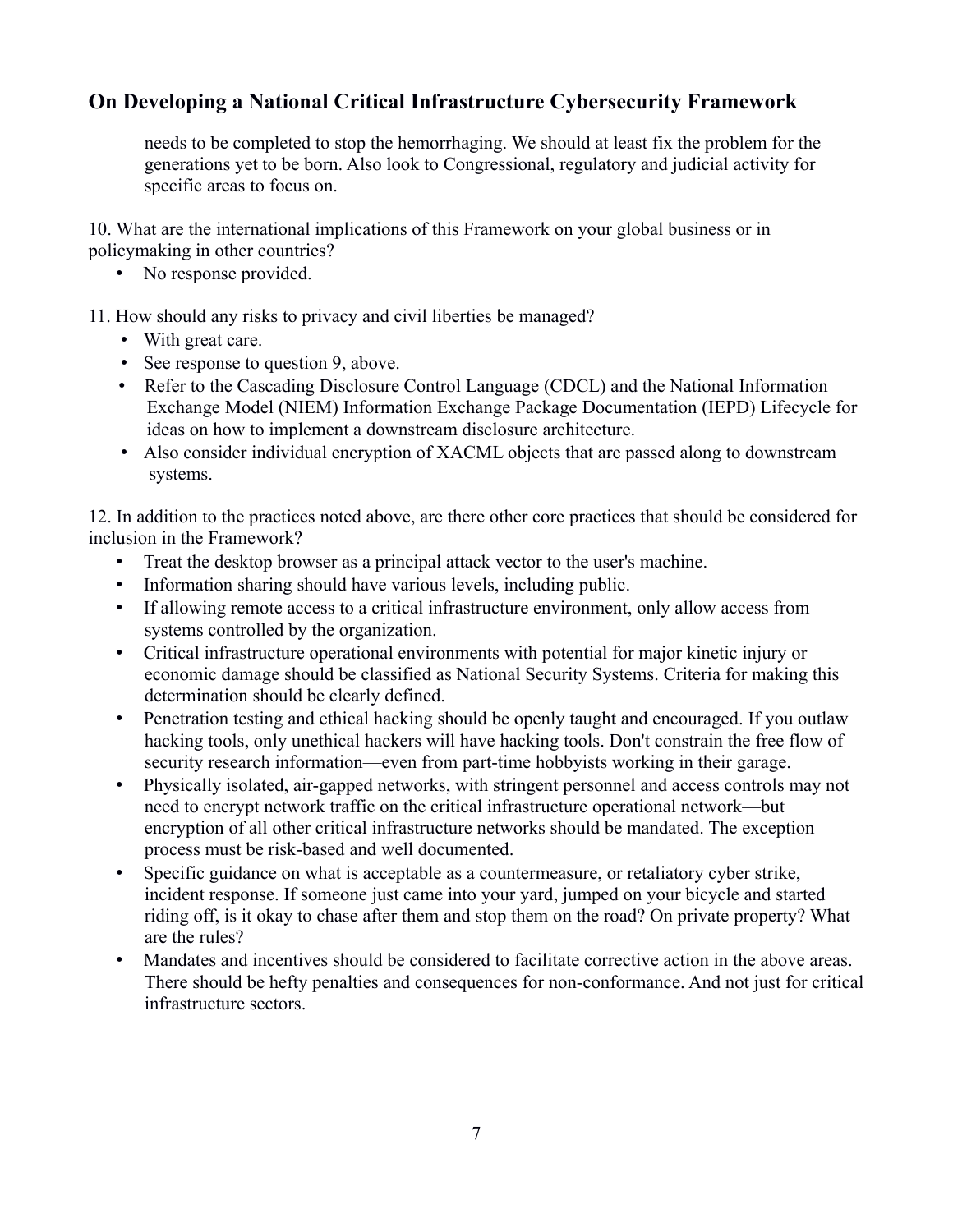needs to be completed to stop the hemorrhaging. We should at least fix the problem for the generations yet to be born. Also look to Congressional, regulatory and judicial activity for specific areas to focus on.

10. What are the international implications of this Framework on your global business or in policymaking in other countries?

- No response provided.

11. How should any risks to privacy and civil liberties be managed?

- With great care.
- See response to question 9, above.
- Refer to the Cascading Disclosure Control Language (CDCL) and the National Information Exchange Model (NIEM) Information Exchange Package Documentation (IEPD) Lifecycle for ideas on how to implement a downstream disclosure architecture.
- Also consider individual encryption of XACML objects that are passed along to downstream systems.

12. In addition to the practices noted above, are there other core practices that should be considered for inclusion in the Framework?

- Treat the desktop browser as a principal attack vector to the user's machine.
- Information sharing should have various levels, including public.
- If allowing remote access to a critical infrastructure environment, only allow access from systems controlled by the organization.
- Critical infrastructure operational environments with potential for major kinetic injury or economic damage should be classified as National Security Systems. Criteria for making this determination should be clearly defined.
- Penetration testing and ethical hacking should be openly taught and encouraged. If you outlaw hacking tools, only unethical hackers will have hacking tools. Don't constrain the free flow of security research information—even from part-time hobbyists working in their garage.
- Physically isolated, air-gapped networks, with stringent personnel and access controls may not need to encrypt network traffic on the critical infrastructure operational network—but encryption of all other critical infrastructure networks should be mandated. The exception process must be risk-based and well documented.
- Specific guidance on what is acceptable as a countermeasure, or retaliatory cyber strike, incident response. If someone just came into your yard, jumped on your bicycle and started riding off, is it okay to chase after them and stop them on the road? On private property? What are the rules?
- Mandates and incentives should be considered to facilitate corrective action in the above areas. There should be hefty penalties and consequences for non-conformance. And not just for critical infrastructure sectors.